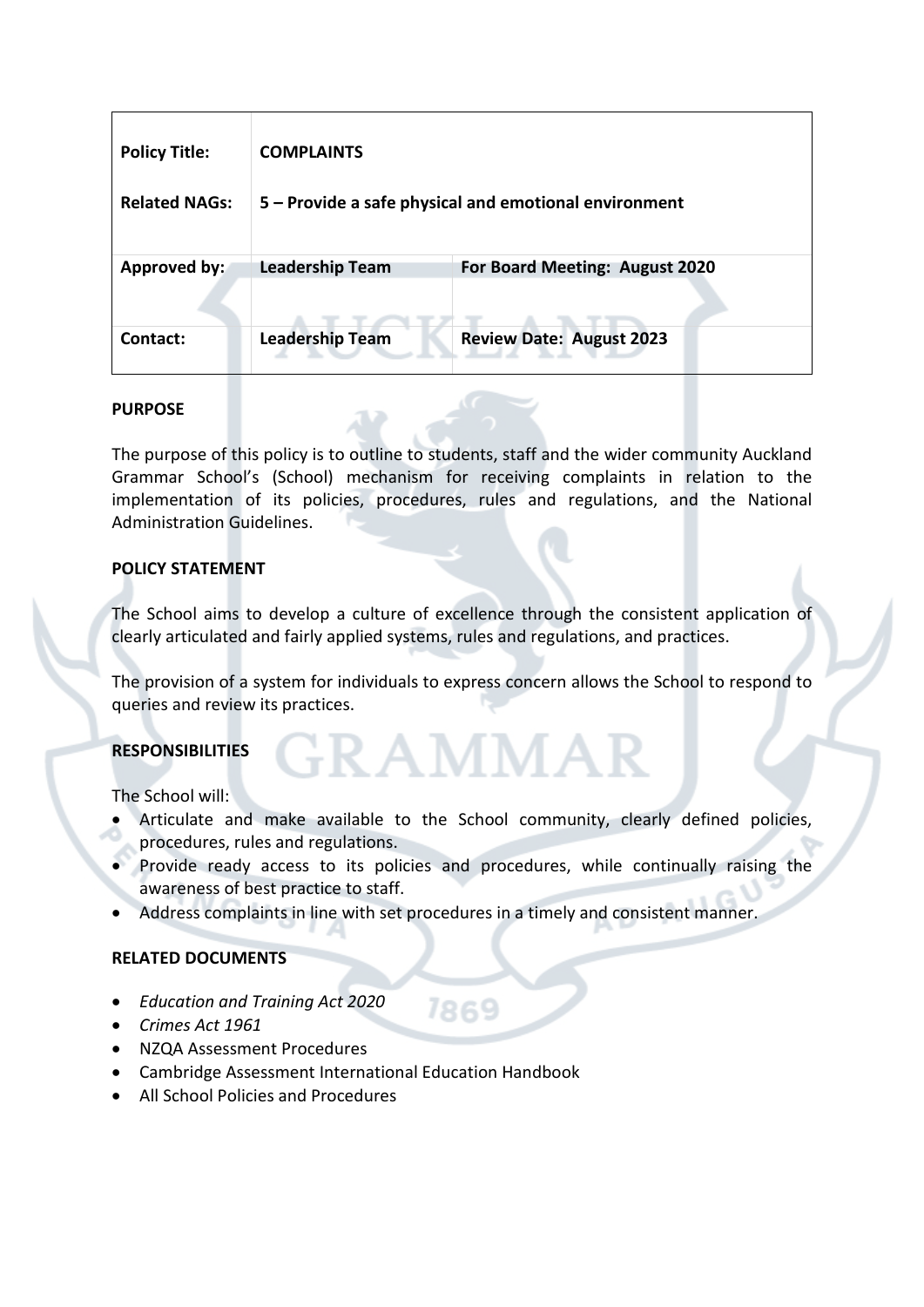| Policy Title: | COMPLAINTS | |
|---|---|---|
| Related NAGs: | 5 – Provide a safe physical and emotional environment | |
| Approved by: | Leadership Team | For Board Meeting: August 2020 |
| Contact: | Leadership Team | Review Date: August 2023 |

**PURPOSE**

The purpose of this policy is to outline to students, staff and the wider community Auckland Grammar School's (School) mechanism for receiving complaints in relation to the implementation of its policies, procedures, rules and regulations, and the National Administration Guidelines.

**POLICY STATEMENT**

The School aims to develop a culture of excellence through the consistent application of clearly articulated and fairly applied systems, rules and regulations, and practices.

The provision of a system for individuals to express concern allows the School to respond to queries and review its practices.

**RESPONSIBILITIES**

The School will:

- Articulate and make available to the School community, clearly defined policies, procedures, rules and regulations.
- Provide ready access to its policies and procedures, while continually raising the awareness of best practice to staff.
- Address complaints in line with set procedures in a timely and consistent manner.

**RELATED DOCUMENTS**

- *Education and Training Act 2020*
- *Crimes Act 1961*
- NZQA Assessment Procedures
- Cambridge Assessment International Education Handbook
- All School Policies and Procedures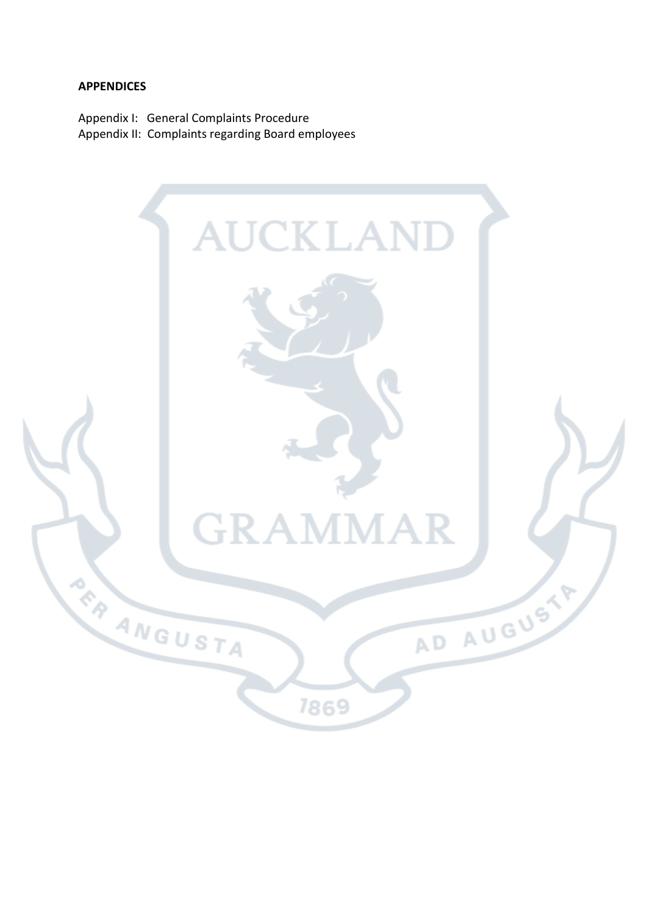**APPENDICES**

Appendix I: General Complaints Procedure
Appendix II: Complaints regarding Board employees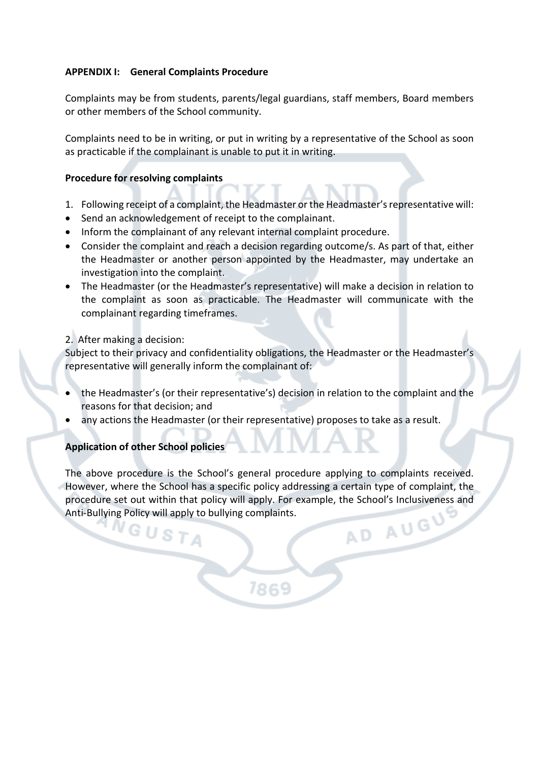**APPENDIX I: General Complaints Procedure**

Complaints may be from students, parents/legal guardians, staff members, Board members or other members of the School community.

Complaints need to be in writing, or put in writing by a representative of the School as soon as practicable if the complainant is unable to put it in writing.

**Procedure for resolving complaints**

1. Following receipt of a complaint, the Headmaster or the Headmaster's representative will:

- Send an acknowledgement of receipt to the complainant.
- Inform the complainant of any relevant internal complaint procedure.
- Consider the complaint and reach a decision regarding outcome/s. As part of that, either the Headmaster or another person appointed by the Headmaster, may undertake an investigation into the complaint.
- The Headmaster (or the Headmaster's representative) will make a decision in relation to the complaint as soon as practicable. The Headmaster will communicate with the complainant regarding timeframes.

2. After making a decision:

Subject to their privacy and confidentiality obligations, the Headmaster or the Headmaster's representative will generally inform the complainant of:

- the Headmaster's (or their representative's) decision in relation to the complaint and the reasons for that decision; and
- any actions the Headmaster (or their representative) proposes to take as a result.

**Application of other School policies**

The above procedure is the School's general procedure applying to complaints received. However, where the School has a specific policy addressing a certain type of complaint, the procedure set out within that policy will apply. For example, the School's Inclusiveness and Anti-Bullying Policy will apply to bullying complaints.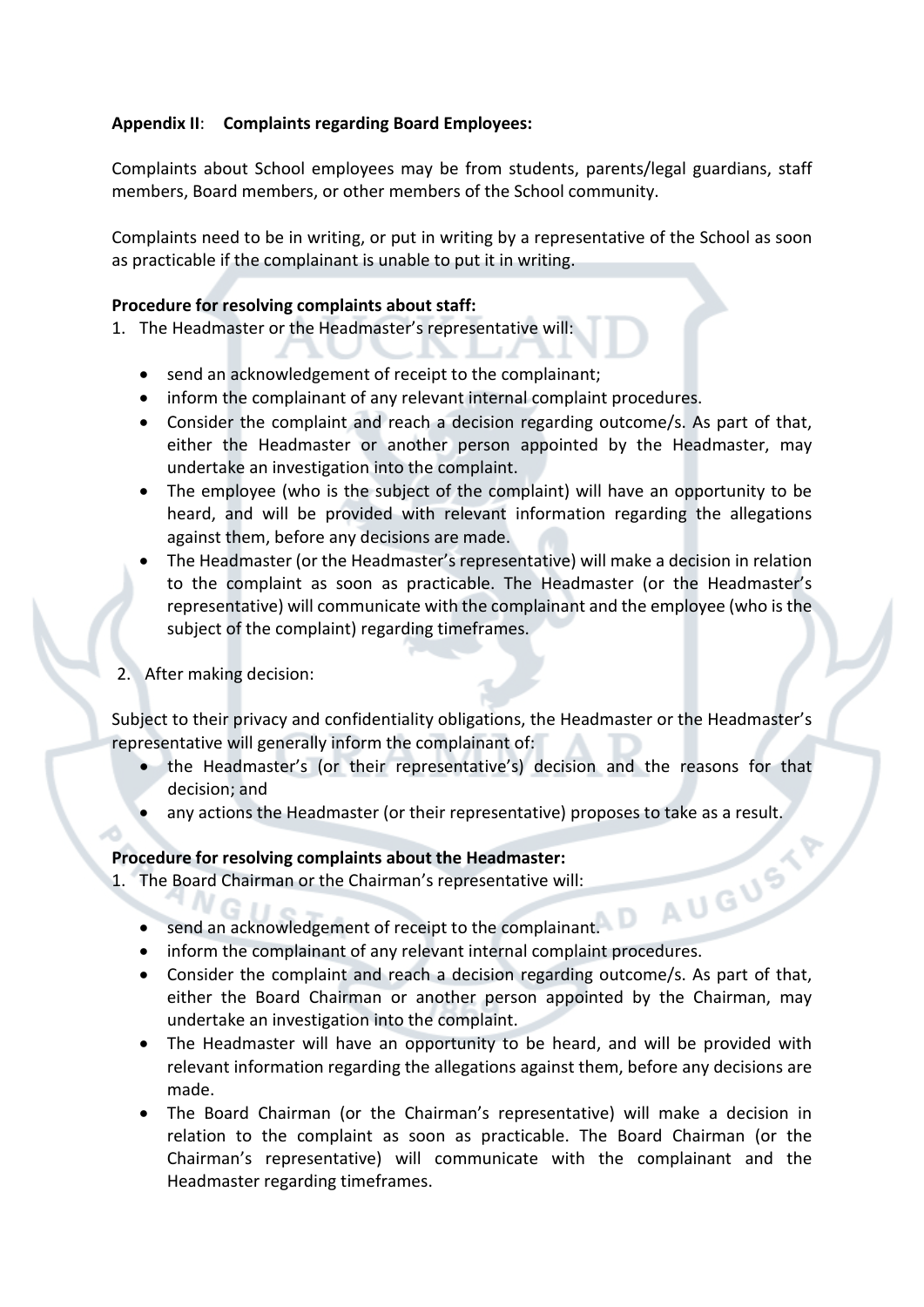**Appendix II**: **Complaints regarding Board Employees:**

Complaints about School employees may be from students, parents/legal guardians, staff members, Board members, or other members of the School community.

Complaints need to be in writing, or put in writing by a representative of the School as soon as practicable if the complainant is unable to put it in writing.

**Procedure for resolving complaints about staff:**

1. The Headmaster or the Headmaster's representative will:

    - send an acknowledgement of receipt to the complainant;
    - inform the complainant of any relevant internal complaint procedures.
    - Consider the complaint and reach a decision regarding outcome/s. As part of that, either the Headmaster or another person appointed by the Headmaster, may undertake an investigation into the complaint.
    - The employee (who is the subject of the complaint) will have an opportunity to be heard, and will be provided with relevant information regarding the allegations against them, before any decisions are made.
    - The Headmaster (or the Headmaster's representative) will make a decision in relation to the complaint as soon as practicable. The Headmaster (or the Headmaster's representative) will communicate with the complainant and the employee (who is the subject of the complaint) regarding timeframes.

2. After making decision:

Subject to their privacy and confidentiality obligations, the Headmaster or the Headmaster's representative will generally inform the complainant of:

- the Headmaster's (or their representative's) decision and the reasons for that decision; and
- any actions the Headmaster (or their representative) proposes to take as a result.

**Procedure for resolving complaints about the Headmaster:**

1. The Board Chairman or the Chairman's representative will:

    - send an acknowledgement of receipt to the complainant.
    - inform the complainant of any relevant internal complaint procedures.
    - Consider the complaint and reach a decision regarding outcome/s. As part of that, either the Board Chairman or another person appointed by the Chairman, may undertake an investigation into the complaint.
    - The Headmaster will have an opportunity to be heard, and will be provided with relevant information regarding the allegations against them, before any decisions are made.
    - The Board Chairman (or the Chairman's representative) will make a decision in relation to the complaint as soon as practicable. The Board Chairman (or the Chairman's representative) will communicate with the complainant and the Headmaster regarding timeframes.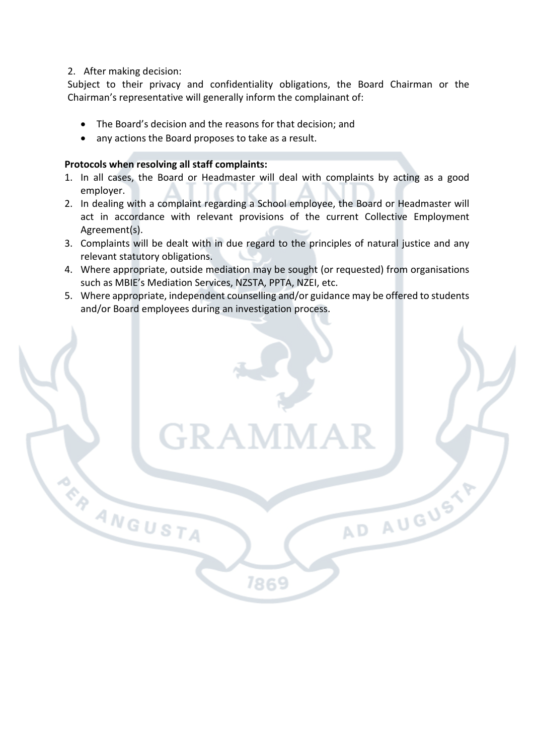2. After making decision:

Subject to their privacy and confidentiality obligations, the Board Chairman or the Chairman's representative will generally inform the complainant of:

- The Board's decision and the reasons for that decision; and
- any actions the Board proposes to take as a result.

**Protocols when resolving all staff complaints:**

1. In all cases, the Board or Headmaster will deal with complaints by acting as a good employer.
2. In dealing with a complaint regarding a School employee, the Board or Headmaster will act in accordance with relevant provisions of the current Collective Employment Agreement(s).
3. Complaints will be dealt with in due regard to the principles of natural justice and any relevant statutory obligations.
4. Where appropriate, outside mediation may be sought (or requested) from organisations such as MBIE's Mediation Services, NZSTA, PPTA, NZEI, etc.
5. Where appropriate, independent counselling and/or guidance may be offered to students and/or Board employees during an investigation process.